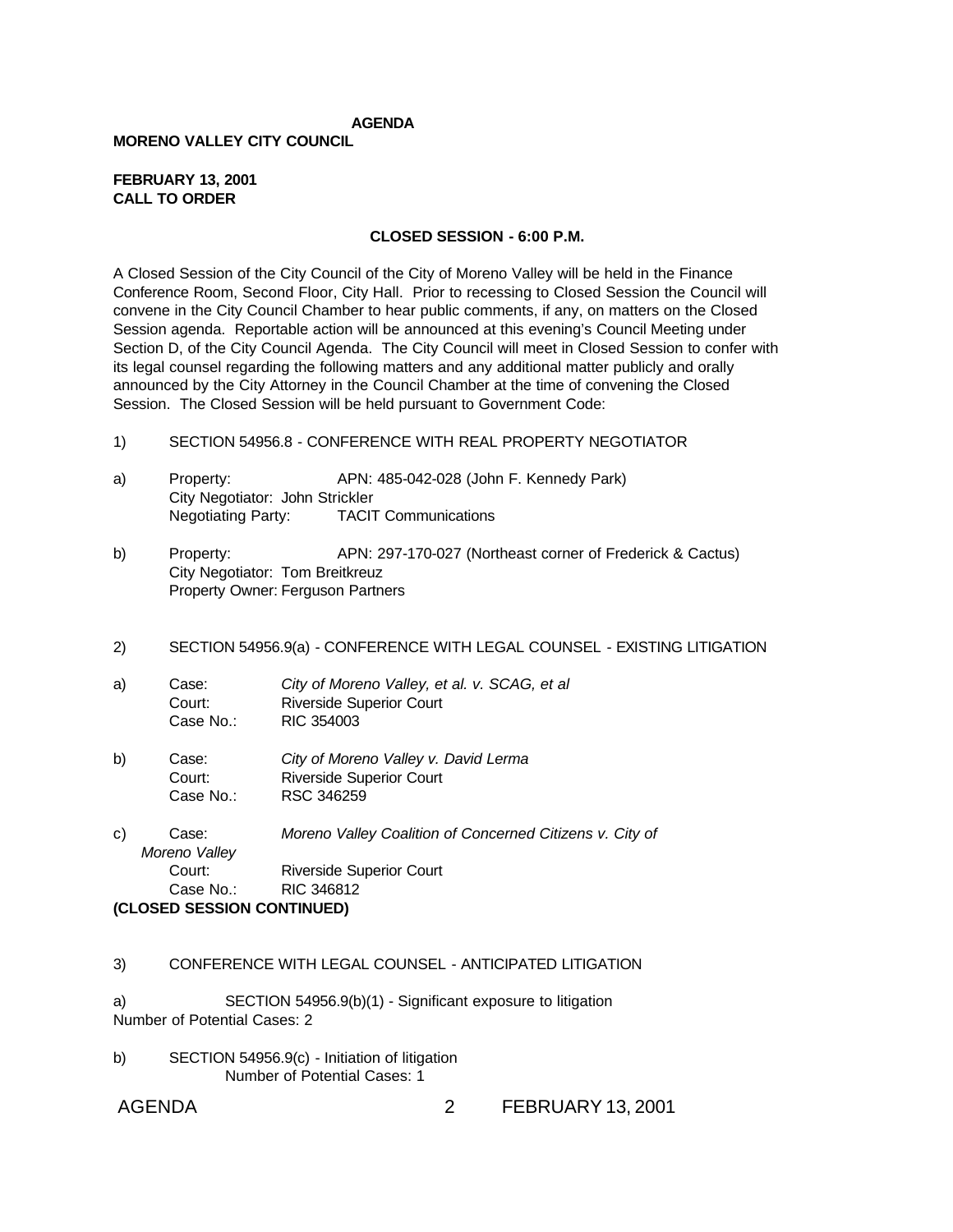# AGENDA

## MORENO VALLEY CITY COUNCIL

**FEBRUARY 13, 2001**
**CALL TO ORDER**

### CLOSED SESSION - 6:00 P.M.

A Closed Session of the City Council of the City of Moreno Valley will be held in the Finance Conference Room, Second Floor, City Hall. Prior to recessing to Closed Session the Council will convene in the City Council Chamber to hear public comments, if any, on matters on the Closed Session agenda. Reportable action will be announced at this evening's Council Meeting under Section D, of the City Council Agenda. The City Council will meet in Closed Session to confer with its legal counsel regarding the following matters and any additional matter publicly and orally announced by the City Attorney in the Council Chamber at the time of convening the Closed Session. The Closed Session will be held pursuant to Government Code:

1) SECTION 54956.8 - CONFERENCE WITH REAL PROPERTY NEGOTIATOR

a) Property: APN: 485-042-028 (John F. Kennedy Park)
City Negotiator: John Strickler
Negotiating Party: TACIT Communications

b) Property: APN: 297-170-027 (Northeast corner of Frederick & Cactus)
City Negotiator: Tom Breitkreuz
Property Owner: Ferguson Partners

2) SECTION 54956.9(a) - CONFERENCE WITH LEGAL COUNSEL - EXISTING LITIGATION

a) Case: *City of Moreno Valley, et al. v. SCAG, et al*
Court: Riverside Superior Court
Case No.: RIC 354003

b) Case: *City of Moreno Valley v. David Lerma*
Court: Riverside Superior Court
Case No.: RSC 346259

c) Case: *Moreno Valley Coalition of Concerned Citizens v. City of Moreno Valley*
Court: Riverside Superior Court
Case No.: RIC 346812

**(CLOSED SESSION CONTINUED)**

3) CONFERENCE WITH LEGAL COUNSEL - ANTICIPATED LITIGATION

a) SECTION 54956.9(b)(1) - Significant exposure to litigation
Number of Potential Cases: 2

b) SECTION 54956.9(c) - Initiation of litigation
Number of Potential Cases: 1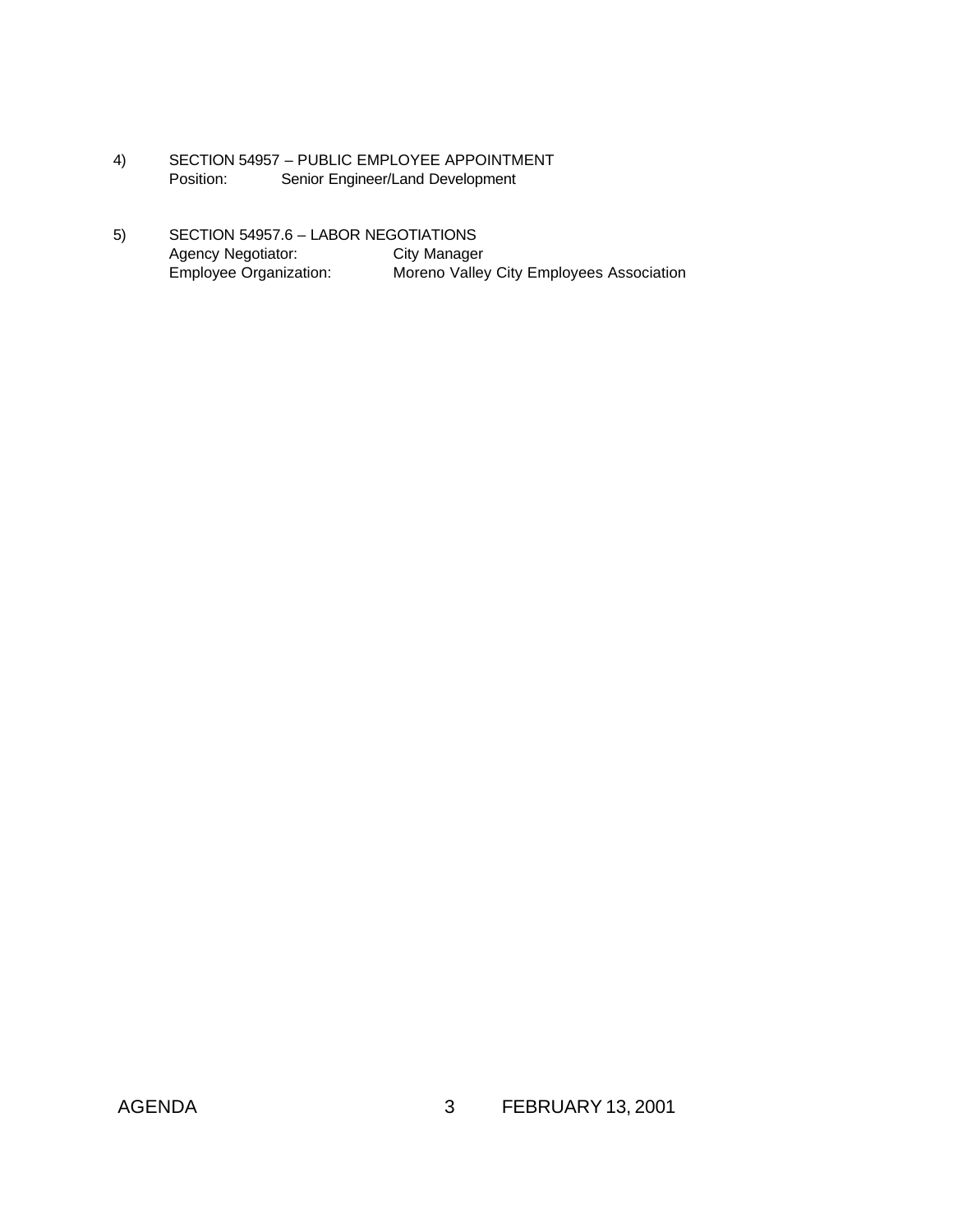4) SECTION 54957 – PUBLIC EMPLOYEE APPOINTMENT
   Position: Senior Engineer/Land Development

5) SECTION 54957.6 – LABOR NEGOTIATIONS
   Agency Negotiator: City Manager
   Employee Organization: Moreno Valley City Employees Association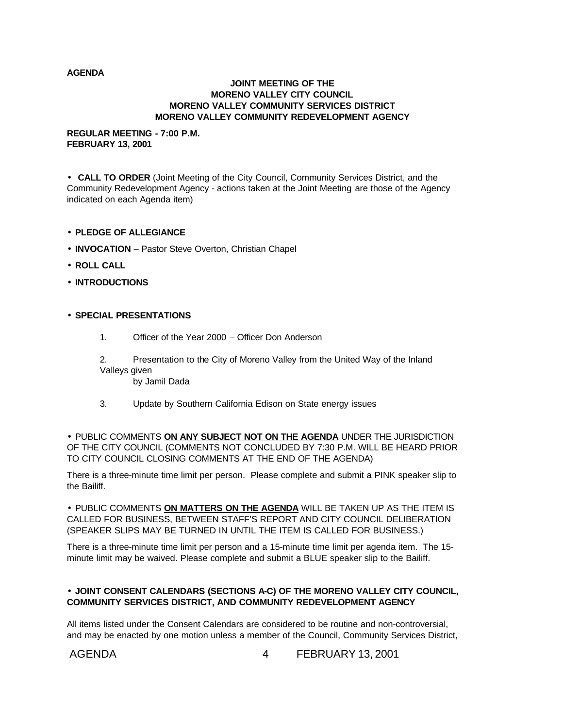**AGENDA**

**JOINT MEETING OF THE**
**MORENO VALLEY CITY COUNCIL**
**MORENO VALLEY COMMUNITY SERVICES DISTRICT**
**MORENO VALLEY COMMUNITY REDEVELOPMENT AGENCY**

**REGULAR MEETING - 7:00 P.M.**
**FEBRUARY 13, 2001**

• **CALL TO ORDER** (Joint Meeting of the City Council, Community Services District, and the Community Redevelopment Agency - actions taken at the Joint Meeting are those of the Agency indicated on each Agenda item)

• **PLEDGE OF ALLEGIANCE**

• **INVOCATION** – Pastor Steve Overton, Christian Chapel

• **ROLL CALL**

• **INTRODUCTIONS**

• **SPECIAL PRESENTATIONS**

1. Officer of the Year 2000 – Officer Don Anderson

2. Presentation to the City of Moreno Valley from the United Way of the Inland Valleys given by Jamil Dada

3. Update by Southern California Edison on State energy issues

• PUBLIC COMMENTS **ON ANY SUBJECT NOT ON THE AGENDA** UNDER THE JURISDICTION OF THE CITY COUNCIL (COMMENTS NOT CONCLUDED BY 7:30 P.M. WILL BE HEARD PRIOR TO CITY COUNCIL CLOSING COMMENTS AT THE END OF THE AGENDA)

There is a three-minute time limit per person. Please complete and submit a PINK speaker slip to the Bailiff.

• PUBLIC COMMENTS **ON MATTERS ON THE AGENDA** WILL BE TAKEN UP AS THE ITEM IS CALLED FOR BUSINESS, BETWEEN STAFF'S REPORT AND CITY COUNCIL DELIBERATION (SPEAKER SLIPS MAY BE TURNED IN UNTIL THE ITEM IS CALLED FOR BUSINESS.)

There is a three-minute time limit per person and a 15-minute time limit per agenda item. The 15-minute limit may be waived. Please complete and submit a BLUE speaker slip to the Bailiff.

• **JOINT CONSENT CALENDARS (SECTIONS A-C) OF THE MORENO VALLEY CITY COUNCIL, COMMUNITY SERVICES DISTRICT, AND COMMUNITY REDEVELOPMENT AGENCY**

All items listed under the Consent Calendars are considered to be routine and non-controversial, and may be enacted by one motion unless a member of the Council, Community Services District,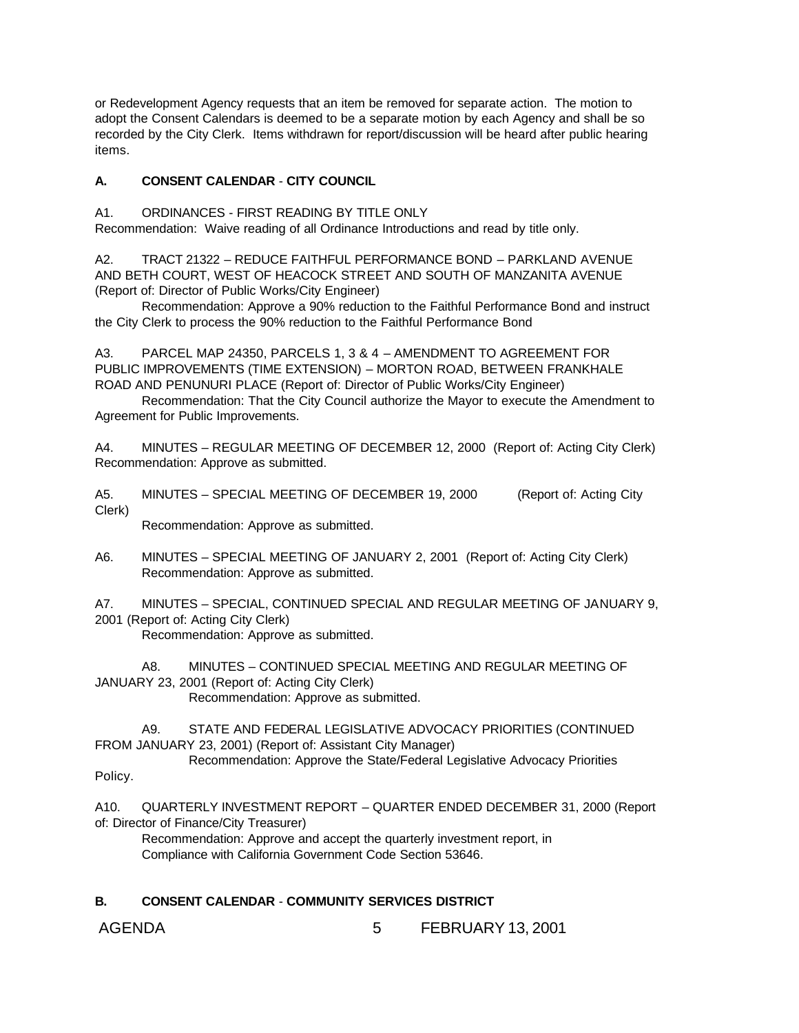or Redevelopment Agency requests that an item be removed for separate action. The motion to adopt the Consent Calendars is deemed to be a separate motion by each Agency and shall be so recorded by the City Clerk. Items withdrawn for report/discussion will be heard after public hearing items.

**A. CONSENT CALENDAR - CITY COUNCIL**

A1. ORDINANCES - FIRST READING BY TITLE ONLY
Recommendation: Waive reading of all Ordinance Introductions and read by title only.

A2. TRACT 21322 – REDUCE FAITHFUL PERFORMANCE BOND – PARKLAND AVENUE AND BETH COURT, WEST OF HEACOCK STREET AND SOUTH OF MANZANITA AVENUE (Report of: Director of Public Works/City Engineer)
Recommendation: Approve a 90% reduction to the Faithful Performance Bond and instruct the City Clerk to process the 90% reduction to the Faithful Performance Bond

A3. PARCEL MAP 24350, PARCELS 1, 3 & 4 – AMENDMENT TO AGREEMENT FOR PUBLIC IMPROVEMENTS (TIME EXTENSION) – MORTON ROAD, BETWEEN FRANKHALE ROAD AND PENUNURI PLACE (Report of: Director of Public Works/City Engineer)
Recommendation: That the City Council authorize the Mayor to execute the Amendment to Agreement for Public Improvements.

A4. MINUTES – REGULAR MEETING OF DECEMBER 12, 2000 (Report of: Acting City Clerk)
Recommendation: Approve as submitted.

A5. MINUTES – SPECIAL MEETING OF DECEMBER 19, 2000 (Report of: Acting City Clerk)
Recommendation: Approve as submitted.

A6. MINUTES – SPECIAL MEETING OF JANUARY 2, 2001 (Report of: Acting City Clerk)
Recommendation: Approve as submitted.

A7. MINUTES – SPECIAL, CONTINUED SPECIAL AND REGULAR MEETING OF JANUARY 9, 2001 (Report of: Acting City Clerk)
Recommendation: Approve as submitted.

A8. MINUTES – CONTINUED SPECIAL MEETING AND REGULAR MEETING OF JANUARY 23, 2001 (Report of: Acting City Clerk)
Recommendation: Approve as submitted.

A9. STATE AND FEDERAL LEGISLATIVE ADVOCACY PRIORITIES (CONTINUED FROM JANUARY 23, 2001) (Report of: Assistant City Manager)
Recommendation: Approve the State/Federal Legislative Advocacy Priorities Policy.

A10. QUARTERLY INVESTMENT REPORT – QUARTER ENDED DECEMBER 31, 2000 (Report of: Director of Finance/City Treasurer)
Recommendation: Approve and accept the quarterly investment report, in Compliance with California Government Code Section 53646.

**B. CONSENT CALENDAR - COMMUNITY SERVICES DISTRICT**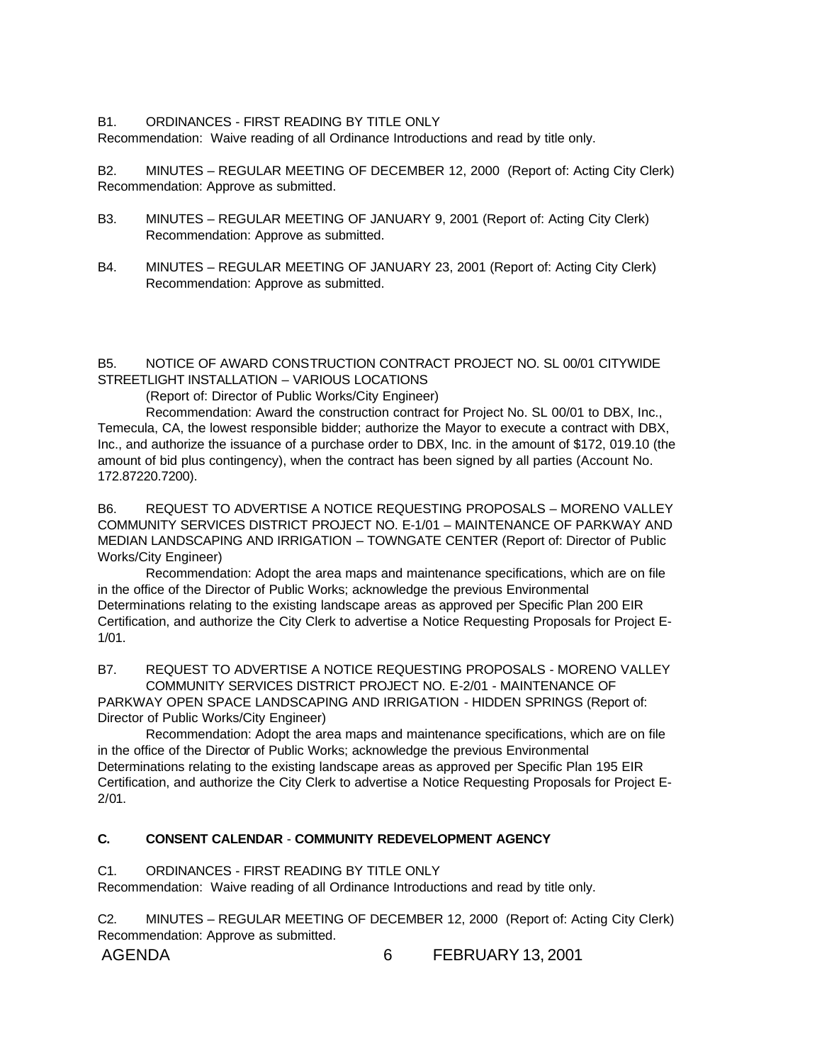B1. ORDINANCES - FIRST READING BY TITLE ONLY
Recommendation: Waive reading of all Ordinance Introductions and read by title only.

B2. MINUTES – REGULAR MEETING OF DECEMBER 12, 2000 (Report of: Acting City Clerk)
Recommendation: Approve as submitted.

B3. MINUTES – REGULAR MEETING OF JANUARY 9, 2001 (Report of: Acting City Clerk)
Recommendation: Approve as submitted.

B4. MINUTES – REGULAR MEETING OF JANUARY 23, 2001 (Report of: Acting City Clerk)
Recommendation: Approve as submitted.

B5. NOTICE OF AWARD CONSTRUCTION CONTRACT PROJECT NO. SL 00/01 CITYWIDE STREETLIGHT INSTALLATION – VARIOUS LOCATIONS

(Report of: Director of Public Works/City Engineer)

Recommendation: Award the construction contract for Project No. SL 00/01 to DBX, Inc., Temecula, CA, the lowest responsible bidder; authorize the Mayor to execute a contract with DBX, Inc., and authorize the issuance of a purchase order to DBX, Inc. in the amount of $172, 019.10 (the amount of bid plus contingency), when the contract has been signed by all parties (Account No. 172.87220.7200).

B6. REQUEST TO ADVERTISE A NOTICE REQUESTING PROPOSALS – MORENO VALLEY COMMUNITY SERVICES DISTRICT PROJECT NO. E-1/01 – MAINTENANCE OF PARKWAY AND MEDIAN LANDSCAPING AND IRRIGATION – TOWNGATE CENTER (Report of: Director of Public Works/City Engineer)

Recommendation: Adopt the area maps and maintenance specifications, which are on file in the office of the Director of Public Works; acknowledge the previous Environmental Determinations relating to the existing landscape areas as approved per Specific Plan 200 EIR Certification, and authorize the City Clerk to advertise a Notice Requesting Proposals for Project E-1/01.

B7. REQUEST TO ADVERTISE A NOTICE REQUESTING PROPOSALS - MORENO VALLEY COMMUNITY SERVICES DISTRICT PROJECT NO. E-2/01 - MAINTENANCE OF PARKWAY OPEN SPACE LANDSCAPING AND IRRIGATION - HIDDEN SPRINGS (Report of: Director of Public Works/City Engineer)

Recommendation: Adopt the area maps and maintenance specifications, which are on file in the office of the Director of Public Works; acknowledge the previous Environmental Determinations relating to the existing landscape areas as approved per Specific Plan 195 EIR Certification, and authorize the City Clerk to advertise a Notice Requesting Proposals for Project E-2/01.

**C. CONSENT CALENDAR - COMMUNITY REDEVELOPMENT AGENCY**

C1. ORDINANCES - FIRST READING BY TITLE ONLY
Recommendation: Waive reading of all Ordinance Introductions and read by title only.

C2. MINUTES – REGULAR MEETING OF DECEMBER 12, 2000 (Report of: Acting City Clerk)
Recommendation: Approve as submitted.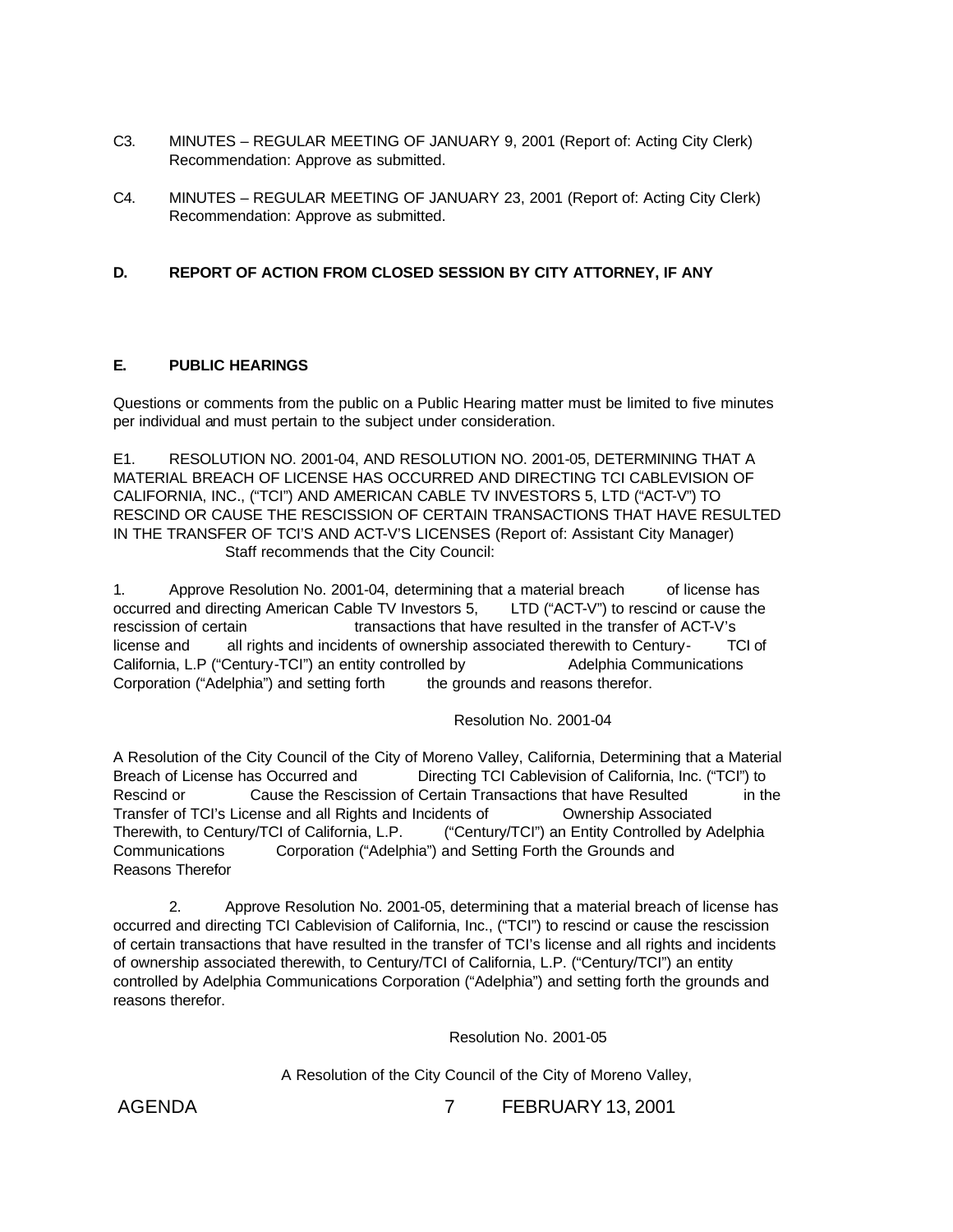C3. MINUTES – REGULAR MEETING OF JANUARY 9, 2001 (Report of: Acting City Clerk) Recommendation: Approve as submitted.

C4. MINUTES – REGULAR MEETING OF JANUARY 23, 2001 (Report of: Acting City Clerk) Recommendation: Approve as submitted.

**D. REPORT OF ACTION FROM CLOSED SESSION BY CITY ATTORNEY, IF ANY**

**E. PUBLIC HEARINGS**

Questions or comments from the public on a Public Hearing matter must be limited to five minutes per individual and must pertain to the subject under consideration.

E1. RESOLUTION NO. 2001-04, AND RESOLUTION NO. 2001-05, DETERMINING THAT A MATERIAL BREACH OF LICENSE HAS OCCURRED AND DIRECTING TCI CABLEVISION OF CALIFORNIA, INC., ("TCI") AND AMERICAN CABLE TV INVESTORS 5, LTD ("ACT-V") TO RESCIND OR CAUSE THE RESCISSION OF CERTAIN TRANSACTIONS THAT HAVE RESULTED IN THE TRANSFER OF TCI'S AND ACT-V'S LICENSES (Report of: Assistant City Manager)
Staff recommends that the City Council:

1. Approve Resolution No. 2001-04, determining that a material breach of license has occurred and directing American Cable TV Investors 5, LTD ("ACT-V") to rescind or cause the rescission of certain transactions that have resulted in the transfer of ACT-V's license and all rights and incidents of ownership associated therewith to Century-TCI of California, L.P ("Century-TCI") an entity controlled by Adelphia Communications Corporation ("Adelphia") and setting forth the grounds and reasons therefor.

Resolution No. 2001-04

A Resolution of the City Council of the City of Moreno Valley, California, Determining that a Material Breach of License has Occurred and Directing TCI Cablevision of California, Inc. ("TCI") to Rescind or Cause the Rescission of Certain Transactions that have Resulted in the Transfer of TCI's License and all Rights and Incidents of Ownership Associated Therewith, to Century/TCI of California, L.P. ("Century/TCI") an Entity Controlled by Adelphia Communications Corporation ("Adelphia") and Setting Forth the Grounds and Reasons Therefor

2. Approve Resolution No. 2001-05, determining that a material breach of license has occurred and directing TCI Cablevision of California, Inc., ("TCI") to rescind or cause the rescission of certain transactions that have resulted in the transfer of TCI's license and all rights and incidents of ownership associated therewith, to Century/TCI of California, L.P. ("Century/TCI") an entity controlled by Adelphia Communications Corporation ("Adelphia") and setting forth the grounds and reasons therefor.

Resolution No. 2001-05

A Resolution of the City Council of the City of Moreno Valley,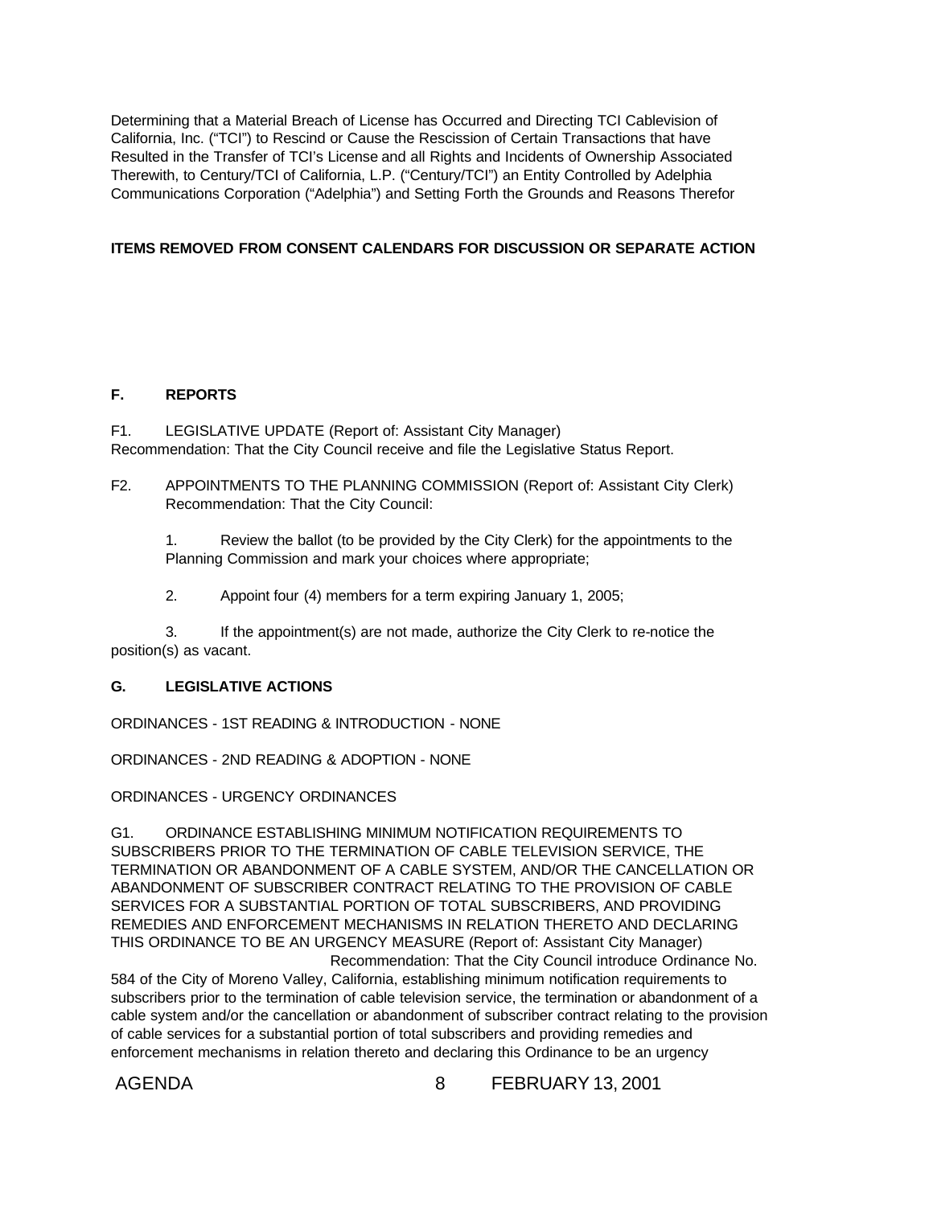Determining that a Material Breach of License has Occurred and Directing TCI Cablevision of California, Inc. ("TCI") to Rescind or Cause the Rescission of Certain Transactions that have Resulted in the Transfer of TCI's License and all Rights and Incidents of Ownership Associated Therewith, to Century/TCI of California, L.P. ("Century/TCI") an Entity Controlled by Adelphia Communications Corporation ("Adelphia") and Setting Forth the Grounds and Reasons Therefor

**ITEMS REMOVED FROM CONSENT CALENDARS FOR DISCUSSION OR SEPARATE ACTION**

**F. REPORTS**

F1. LEGISLATIVE UPDATE (Report of: Assistant City Manager)
Recommendation: That the City Council receive and file the Legislative Status Report.

F2. APPOINTMENTS TO THE PLANNING COMMISSION (Report of: Assistant City Clerk)
Recommendation: That the City Council:

1. Review the ballot (to be provided by the City Clerk) for the appointments to the Planning Commission and mark your choices where appropriate;

2. Appoint four (4) members for a term expiring January 1, 2005;

3. If the appointment(s) are not made, authorize the City Clerk to re-notice the position(s) as vacant.

**G. LEGISLATIVE ACTIONS**

ORDINANCES - 1ST READING & INTRODUCTION - NONE

ORDINANCES - 2ND READING & ADOPTION - NONE

ORDINANCES - URGENCY ORDINANCES

G1. ORDINANCE ESTABLISHING MINIMUM NOTIFICATION REQUIREMENTS TO SUBSCRIBERS PRIOR TO THE TERMINATION OF CABLE TELEVISION SERVICE, THE TERMINATION OR ABANDONMENT OF A CABLE SYSTEM, AND/OR THE CANCELLATION OR ABANDONMENT OF SUBSCRIBER CONTRACT RELATING TO THE PROVISION OF CABLE SERVICES FOR A SUBSTANTIAL PORTION OF TOTAL SUBSCRIBERS, AND PROVIDING REMEDIES AND ENFORCEMENT MECHANISMS IN RELATION THERETO AND DECLARING THIS ORDINANCE TO BE AN URGENCY MEASURE (Report of: Assistant City Manager)
Recommendation: That the City Council introduce Ordinance No. 584 of the City of Moreno Valley, California, establishing minimum notification requirements to subscribers prior to the termination of cable television service, the termination or abandonment of a cable system and/or the cancellation or abandonment of subscriber contract relating to the provision of cable services for a substantial portion of total subscribers and providing remedies and enforcement mechanisms in relation thereto and declaring this Ordinance to be an urgency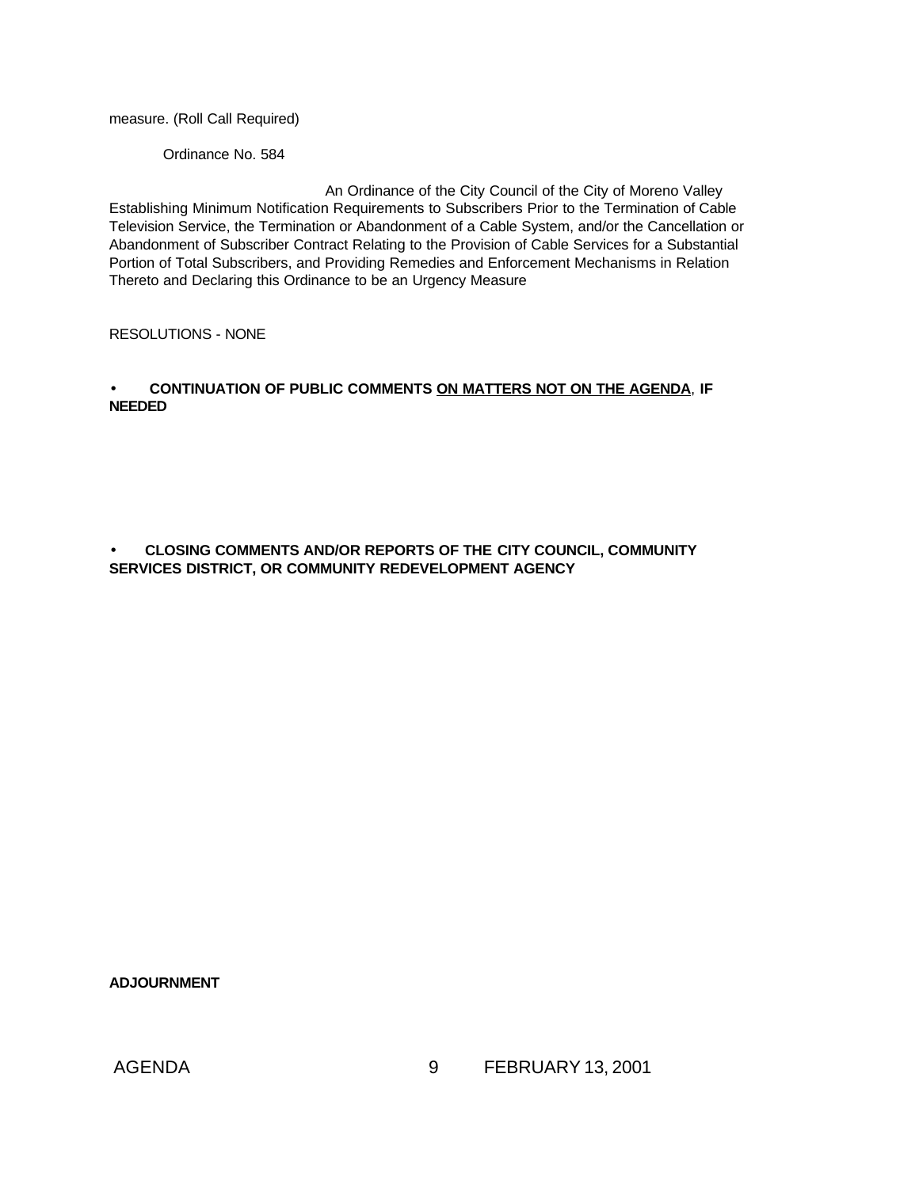measure. (Roll Call Required)

Ordinance No. 584

An Ordinance of the City Council of the City of Moreno Valley Establishing Minimum Notification Requirements to Subscribers Prior to the Termination of Cable Television Service, the Termination or Abandonment of a Cable System, and/or the Cancellation or Abandonment of Subscriber Contract Relating to the Provision of Cable Services for a Substantial Portion of Total Subscribers, and Providing Remedies and Enforcement Mechanisms in Relation Thereto and Declaring this Ordinance to be an Urgency Measure

RESOLUTIONS - NONE

- **CONTINUATION OF PUBLIC COMMENTS <u>ON MATTERS NOT ON THE AGENDA</u>, IF NEEDED**

- **CLOSING COMMENTS AND/OR REPORTS OF THE CITY COUNCIL, COMMUNITY SERVICES DISTRICT, OR COMMUNITY REDEVELOPMENT AGENCY**

**ADJOURNMENT**